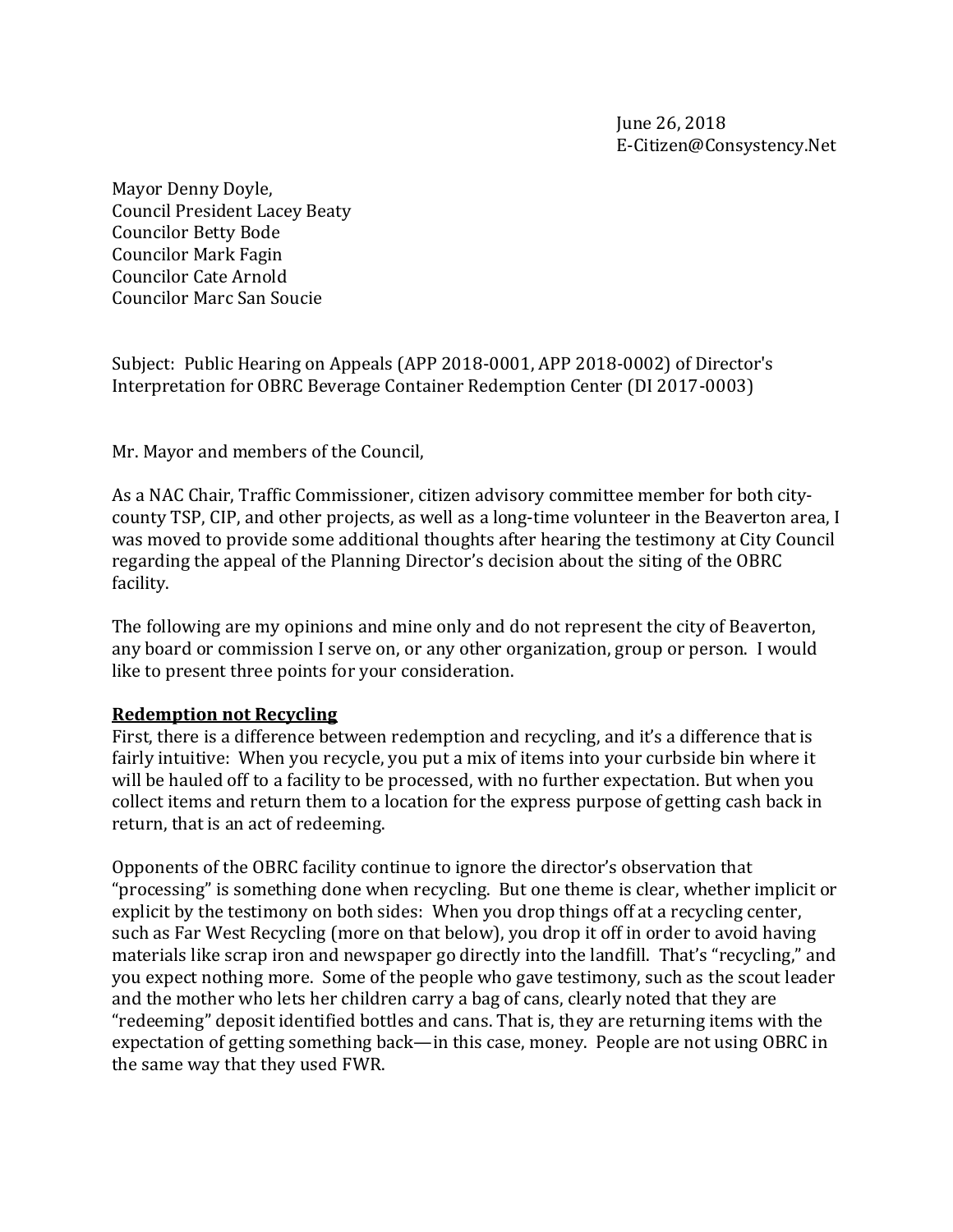June 26, 2018
E-Citizen@Consystency.Net

Mayor Denny Doyle,
Council President Lacey Beaty
Councilor Betty Bode
Councilor Mark Fagin
Councilor Cate Arnold
Councilor Marc San Soucie

Subject: Public Hearing on Appeals (APP 2018-0001, APP 2018-0002) of Director's Interpretation for OBRC Beverage Container Redemption Center (DI 2017-0003)

Mr. Mayor and members of the Council,

As a NAC Chair, Traffic Commissioner, citizen advisory committee member for both city-county TSP, CIP, and other projects, as well as a long-time volunteer in the Beaverton area, I was moved to provide some additional thoughts after hearing the testimony at City Council regarding the appeal of the Planning Director's decision about the siting of the OBRC facility.

The following are my opinions and mine only and do not represent the city of Beaverton, any board or commission I serve on, or any other organization, group or person. I would like to present three points for your consideration.

**Redemption not Recycling**

First, there is a difference between redemption and recycling, and it's a difference that is fairly intuitive: When you recycle, you put a mix of items into your curbside bin where it will be hauled off to a facility to be processed, with no further expectation. But when you collect items and return them to a location for the express purpose of getting cash back in return, that is an act of redeeming.

Opponents of the OBRC facility continue to ignore the director's observation that "processing" is something done when recycling. But one theme is clear, whether implicit or explicit by the testimony on both sides: When you drop things off at a recycling center, such as Far West Recycling (more on that below), you drop it off in order to avoid having materials like scrap iron and newspaper go directly into the landfill. That's "recycling," and you expect nothing more. Some of the people who gave testimony, such as the scout leader and the mother who lets her children carry a bag of cans, clearly noted that they are "redeeming" deposit identified bottles and cans. That is, they are returning items with the expectation of getting something back—in this case, money. People are not using OBRC in the same way that they used FWR.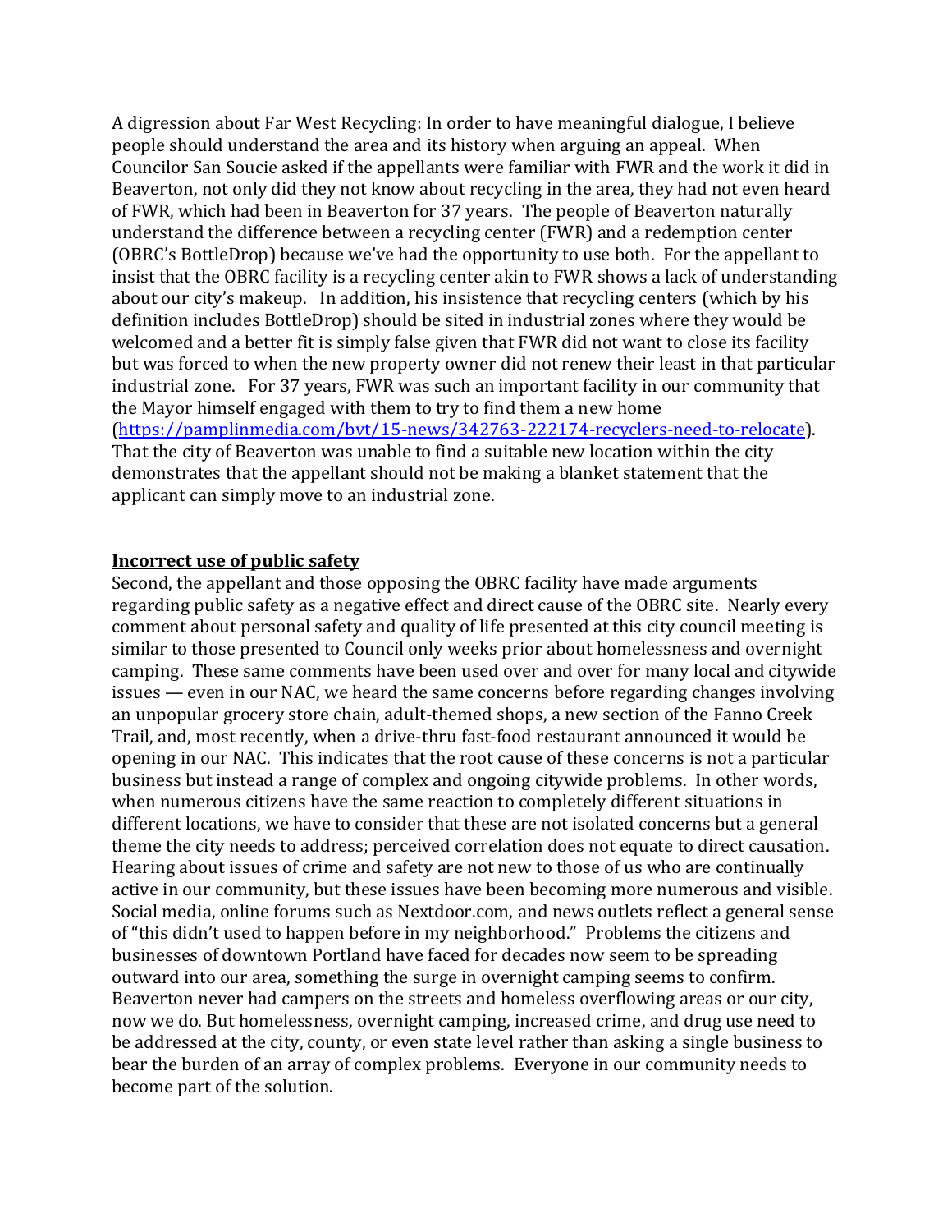A digression about Far West Recycling: In order to have meaningful dialogue, I believe people should understand the area and its history when arguing an appeal. When Councilor San Soucie asked if the appellants were familiar with FWR and the work it did in Beaverton, not only did they not know about recycling in the area, they had not even heard of FWR, which had been in Beaverton for 37 years. The people of Beaverton naturally understand the difference between a recycling center (FWR) and a redemption center (OBRC's BottleDrop) because we've had the opportunity to use both. For the appellant to insist that the OBRC facility is a recycling center akin to FWR shows a lack of understanding about our city's makeup. In addition, his insistence that recycling centers (which by his definition includes BottleDrop) should be sited in industrial zones where they would be welcomed and a better fit is simply false given that FWR did not want to close its facility but was forced to when the new property owner did not renew their least in that particular industrial zone. For 37 years, FWR was such an important facility in our community that the Mayor himself engaged with them to try to find them a new home ([https://pamplinmedia.com/bvt/15-news/342763-222174-recyclers-need-to-relocate](https://pamplinmedia.com/bvt/15-news/342763-222174-recyclers-need-to-relocate)). That the city of Beaverton was unable to find a suitable new location within the city demonstrates that the appellant should not be making a blanket statement that the applicant can simply move to an industrial zone.

**<u>Incorrect use of public safety</u>**

Second, the appellant and those opposing the OBRC facility have made arguments regarding public safety as a negative effect and direct cause of the OBRC site. Nearly every comment about personal safety and quality of life presented at this city council meeting is similar to those presented to Council only weeks prior about homelessness and overnight camping. These same comments have been used over and over for many local and citywide issues — even in our NAC, we heard the same concerns before regarding changes involving an unpopular grocery store chain, adult-themed shops, a new section of the Fanno Creek Trail, and, most recently, when a drive-thru fast-food restaurant announced it would be opening in our NAC. This indicates that the root cause of these concerns is not a particular business but instead a range of complex and ongoing citywide problems. In other words, when numerous citizens have the same reaction to completely different situations in different locations, we have to consider that these are not isolated concerns but a general theme the city needs to address; perceived correlation does not equate to direct causation. Hearing about issues of crime and safety are not new to those of us who are continually active in our community, but these issues have been becoming more numerous and visible. Social media, online forums such as Nextdoor.com, and news outlets reflect a general sense of "this didn't used to happen before in my neighborhood." Problems the citizens and businesses of downtown Portland have faced for decades now seem to be spreading outward into our area, something the surge in overnight camping seems to confirm. Beaverton never had campers on the streets and homeless overflowing areas or our city, now we do. But homelessness, overnight camping, increased crime, and drug use need to be addressed at the city, county, or even state level rather than asking a single business to bear the burden of an array of complex problems. Everyone in our community needs to become part of the solution.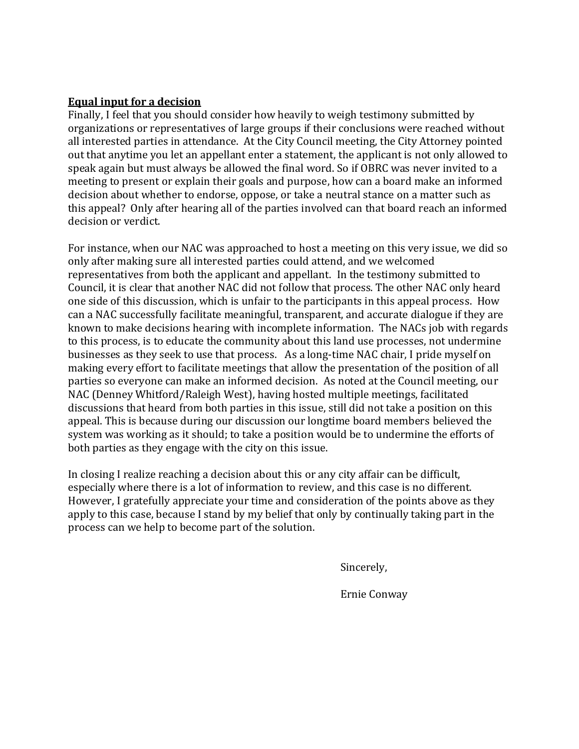**Equal input for a decision**

Finally, I feel that you should consider how heavily to weigh testimony submitted by organizations or representatives of large groups if their conclusions were reached without all interested parties in attendance. At the City Council meeting, the City Attorney pointed out that anytime you let an appellant enter a statement, the applicant is not only allowed to speak again but must always be allowed the final word. So if OBRC was never invited to a meeting to present or explain their goals and purpose, how can a board make an informed decision about whether to endorse, oppose, or take a neutral stance on a matter such as this appeal? Only after hearing all of the parties involved can that board reach an informed decision or verdict.

For instance, when our NAC was approached to host a meeting on this very issue, we did so only after making sure all interested parties could attend, and we welcomed representatives from both the applicant and appellant. In the testimony submitted to Council, it is clear that another NAC did not follow that process. The other NAC only heard one side of this discussion, which is unfair to the participants in this appeal process. How can a NAC successfully facilitate meaningful, transparent, and accurate dialogue if they are known to make decisions hearing with incomplete information. The NACs job with regards to this process, is to educate the community about this land use processes, not undermine businesses as they seek to use that process. As a long-time NAC chair, I pride myself on making every effort to facilitate meetings that allow the presentation of the position of all parties so everyone can make an informed decision. As noted at the Council meeting, our NAC (Denney Whitford/Raleigh West), having hosted multiple meetings, facilitated discussions that heard from both parties in this issue, still did not take a position on this appeal. This is because during our discussion our longtime board members believed the system was working as it should; to take a position would be to undermine the efforts of both parties as they engage with the city on this issue.

In closing I realize reaching a decision about this or any city affair can be difficult, especially where there is a lot of information to review, and this case is no different. However, I gratefully appreciate your time and consideration of the points above as they apply to this case, because I stand by my belief that only by continually taking part in the process can we help to become part of the solution.

Sincerely,

Ernie Conway